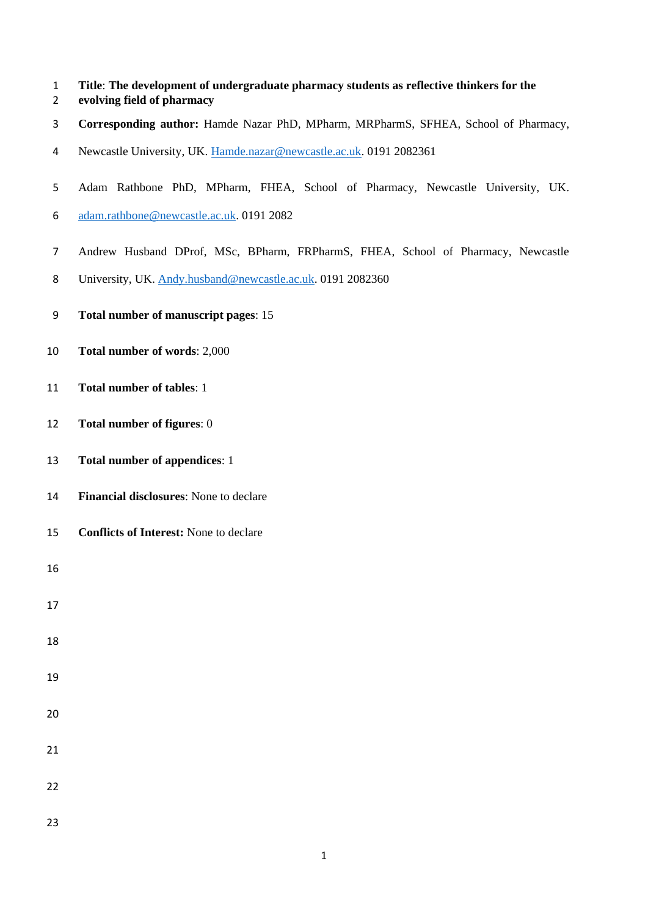**Title**: **The development of undergraduate pharmacy students as reflective thinkers for the evolving field of pharmacy**

**Corresponding author:** Hamde Nazar PhD, MPharm, MRPharmS, SFHEA, School of Pharmacy, Newcastle University, UK. Hamde.nazar@newcastle.ac.uk. 0191 2082361

Adam Rathbone PhD, MPharm, FHEA, School of Pharmacy, Newcastle University, UK. adam.rathbone@newcastle.ac.uk. 0191 2082

Andrew Husband DProf, MSc, BPharm, FRPharmS, FHEA, School of Pharmacy, Newcastle University, UK. Andy.husband@newcastle.ac.uk. 0191 2082360

**Total number of manuscript pages**: 15

**Total number of words**: 2,000

**Total number of tables**: 1

**Total number of figures**: 0

**Total number of appendices**: 1

**Financial disclosures**: None to declare

**Conflicts of Interest:** None to declare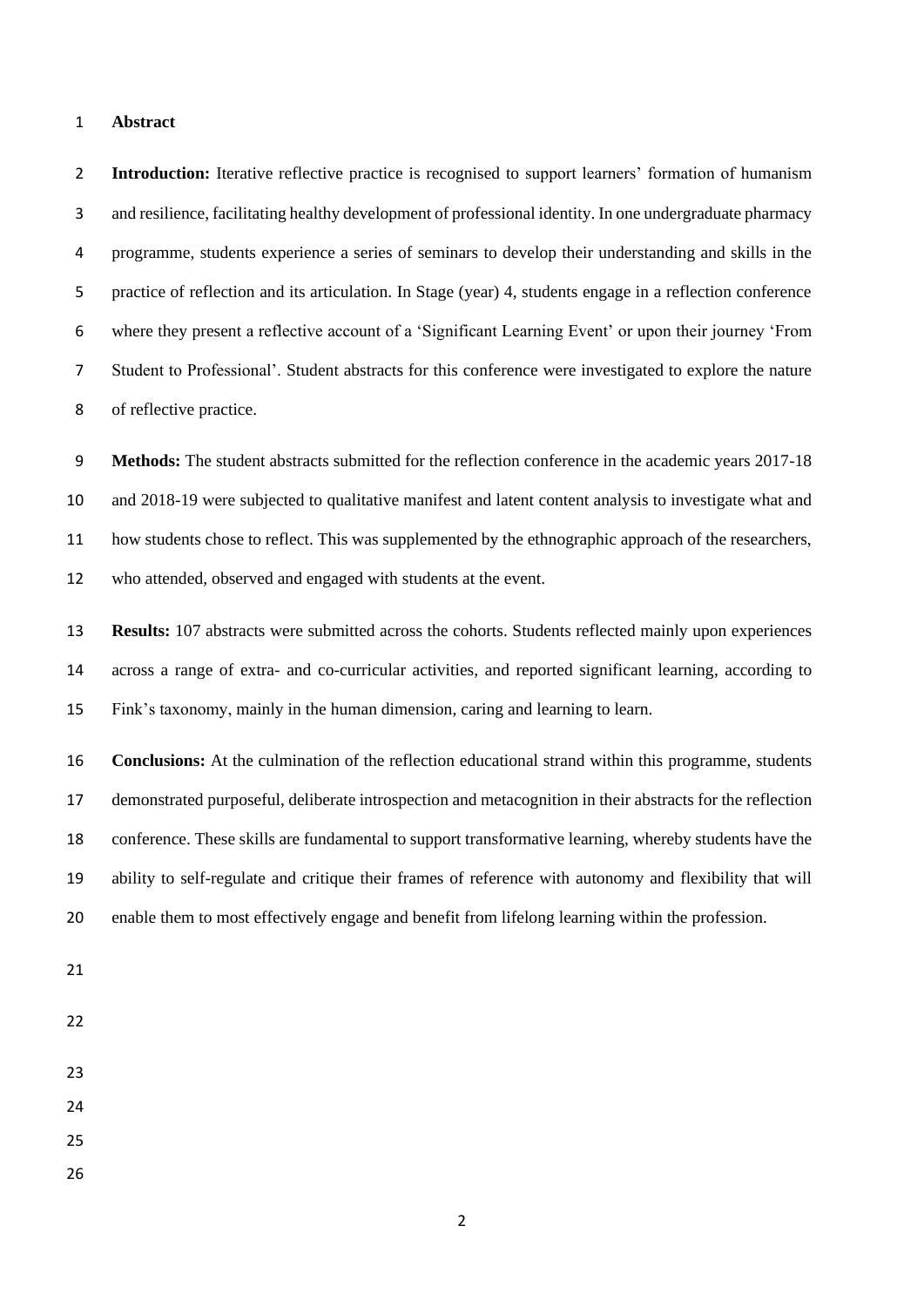# Abstract

**Introduction:** Iterative reflective practice is recognised to support learners' formation of humanism and resilience, facilitating healthy development of professional identity. In one undergraduate pharmacy programme, students experience a series of seminars to develop their understanding and skills in the practice of reflection and its articulation. In Stage (year) 4, students engage in a reflection conference where they present a reflective account of a 'Significant Learning Event' or upon their journey 'From Student to Professional'. Student abstracts for this conference were investigated to explore the nature of reflective practice.

**Methods:** The student abstracts submitted for the reflection conference in the academic years 2017-18 and 2018-19 were subjected to qualitative manifest and latent content analysis to investigate what and how students chose to reflect. This was supplemented by the ethnographic approach of the researchers, who attended, observed and engaged with students at the event.

**Results:** 107 abstracts were submitted across the cohorts. Students reflected mainly upon experiences across a range of extra- and co-curricular activities, and reported significant learning, according to Fink's taxonomy, mainly in the human dimension, caring and learning to learn.

**Conclusions:** At the culmination of the reflection educational strand within this programme, students demonstrated purposeful, deliberate introspection and metacognition in their abstracts for the reflection conference. These skills are fundamental to support transformative learning, whereby students have the ability to self-regulate and critique their frames of reference with autonomy and flexibility that will enable them to most effectively engage and benefit from lifelong learning within the profession.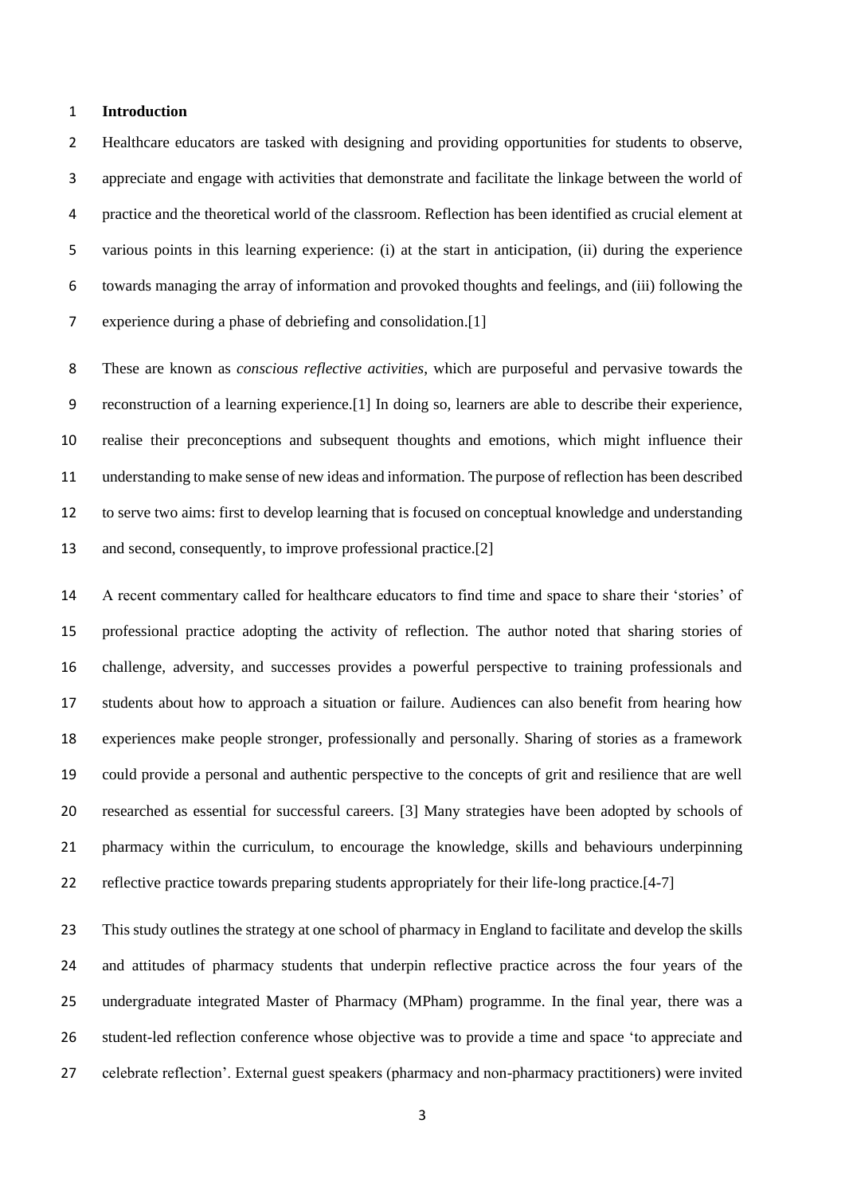## Introduction

Healthcare educators are tasked with designing and providing opportunities for students to observe, appreciate and engage with activities that demonstrate and facilitate the linkage between the world of practice and the theoretical world of the classroom. Reflection has been identified as crucial element at various points in this learning experience: (i) at the start in anticipation, (ii) during the experience towards managing the array of information and provoked thoughts and feelings, and (iii) following the experience during a phase of debriefing and consolidation.[1]

These are known as *conscious reflective activities*, which are purposeful and pervasive towards the reconstruction of a learning experience.[1] In doing so, learners are able to describe their experience, realise their preconceptions and subsequent thoughts and emotions, which might influence their understanding to make sense of new ideas and information. The purpose of reflection has been described to serve two aims: first to develop learning that is focused on conceptual knowledge and understanding and second, consequently, to improve professional practice.[2]

A recent commentary called for healthcare educators to find time and space to share their 'stories' of professional practice adopting the activity of reflection. The author noted that sharing stories of challenge, adversity, and successes provides a powerful perspective to training professionals and students about how to approach a situation or failure. Audiences can also benefit from hearing how experiences make people stronger, professionally and personally. Sharing of stories as a framework could provide a personal and authentic perspective to the concepts of grit and resilience that are well researched as essential for successful careers. [3] Many strategies have been adopted by schools of pharmacy within the curriculum, to encourage the knowledge, skills and behaviours underpinning reflective practice towards preparing students appropriately for their life-long practice.[4-7]

This study outlines the strategy at one school of pharmacy in England to facilitate and develop the skills and attitudes of pharmacy students that underpin reflective practice across the four years of the undergraduate integrated Master of Pharmacy (MPham) programme. In the final year, there was a student-led reflection conference whose objective was to provide a time and space 'to appreciate and celebrate reflection'. External guest speakers (pharmacy and non-pharmacy practitioners) were invited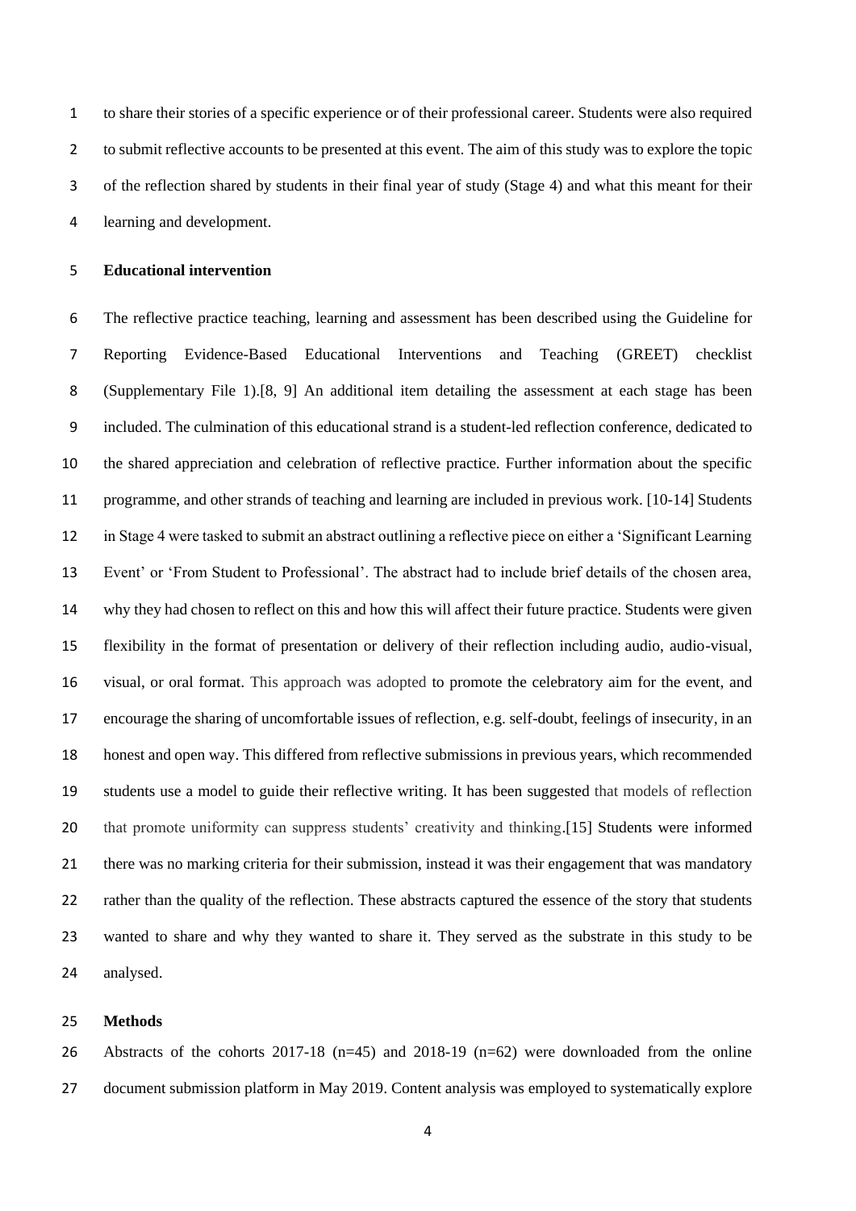to share their stories of a specific experience or of their professional career. Students were also required to submit reflective accounts to be presented at this event. The aim of this study was to explore the topic of the reflection shared by students in their final year of study (Stage 4) and what this meant for their learning and development.

**Educational intervention**

The reflective practice teaching, learning and assessment has been described using the Guideline for Reporting Evidence-Based Educational Interventions and Teaching (GREET) checklist (Supplementary File 1).[8, 9] An additional item detailing the assessment at each stage has been included. The culmination of this educational strand is a student-led reflection conference, dedicated to the shared appreciation and celebration of reflective practice. Further information about the specific programme, and other strands of teaching and learning are included in previous work. [10-14] Students in Stage 4 were tasked to submit an abstract outlining a reflective piece on either a 'Significant Learning Event' or 'From Student to Professional'. The abstract had to include brief details of the chosen area, why they had chosen to reflect on this and how this will affect their future practice. Students were given flexibility in the format of presentation or delivery of their reflection including audio, audio-visual, visual, or oral format. This approach was adopted to promote the celebratory aim for the event, and encourage the sharing of uncomfortable issues of reflection, e.g. self-doubt, feelings of insecurity, in an honest and open way. This differed from reflective submissions in previous years, which recommended students use a model to guide their reflective writing. It has been suggested that models of reflection that promote uniformity can suppress students' creativity and thinking.[15] Students were informed there was no marking criteria for their submission, instead it was their engagement that was mandatory rather than the quality of the reflection. These abstracts captured the essence of the story that students wanted to share and why they wanted to share it. They served as the substrate in this study to be analysed.

**Methods**

Abstracts of the cohorts 2017-18 (n=45) and 2018-19 (n=62) were downloaded from the online document submission platform in May 2019. Content analysis was employed to systematically explore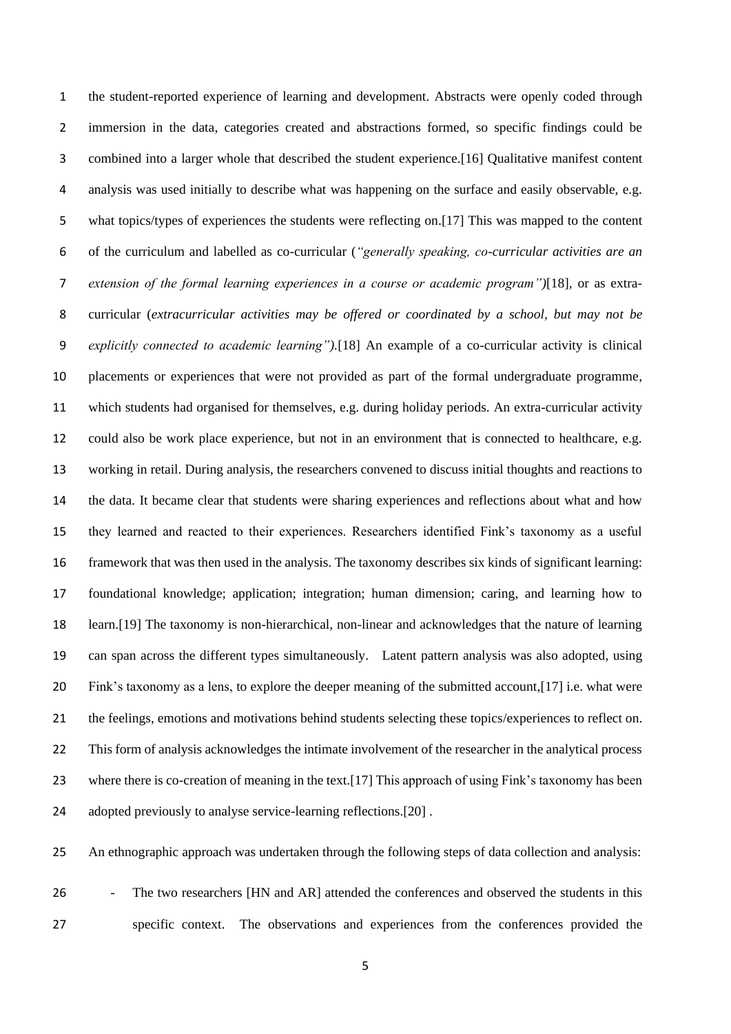the student-reported experience of learning and development. Abstracts were openly coded through immersion in the data, categories created and abstractions formed, so specific findings could be combined into a larger whole that described the student experience.[16] Qualitative manifest content analysis was used initially to describe what was happening on the surface and easily observable, e.g. what topics/types of experiences the students were reflecting on.[17] This was mapped to the content of the curriculum and labelled as co-curricular (*"generally speaking, co-curricular activities are an extension of the formal learning experiences in a course or academic program")*[18], or as extra-curricular (*extracurricular activities may be offered or coordinated by a school, but may not be explicitly connected to academic learning").*[18] An example of a co-curricular activity is clinical placements or experiences that were not provided as part of the formal undergraduate programme, which students had organised for themselves, e.g. during holiday periods. An extra-curricular activity could also be work place experience, but not in an environment that is connected to healthcare, e.g. working in retail. During analysis, the researchers convened to discuss initial thoughts and reactions to the data. It became clear that students were sharing experiences and reflections about what and how they learned and reacted to their experiences. Researchers identified Fink's taxonomy as a useful framework that was then used in the analysis. The taxonomy describes six kinds of significant learning: foundational knowledge; application; integration; human dimension; caring, and learning how to learn.[19] The taxonomy is non-hierarchical, non-linear and acknowledges that the nature of learning can span across the different types simultaneously. Latent pattern analysis was also adopted, using Fink's taxonomy as a lens, to explore the deeper meaning of the submitted account,[17] i.e. what were the feelings, emotions and motivations behind students selecting these topics/experiences to reflect on. This form of analysis acknowledges the intimate involvement of the researcher in the analytical process where there is co-creation of meaning in the text.[17] This approach of using Fink's taxonomy has been adopted previously to analyse service-learning reflections.[20] .

An ethnographic approach was undertaken through the following steps of data collection and analysis:

- The two researchers [HN and AR] attended the conferences and observed the students in this specific context. The observations and experiences from the conferences provided the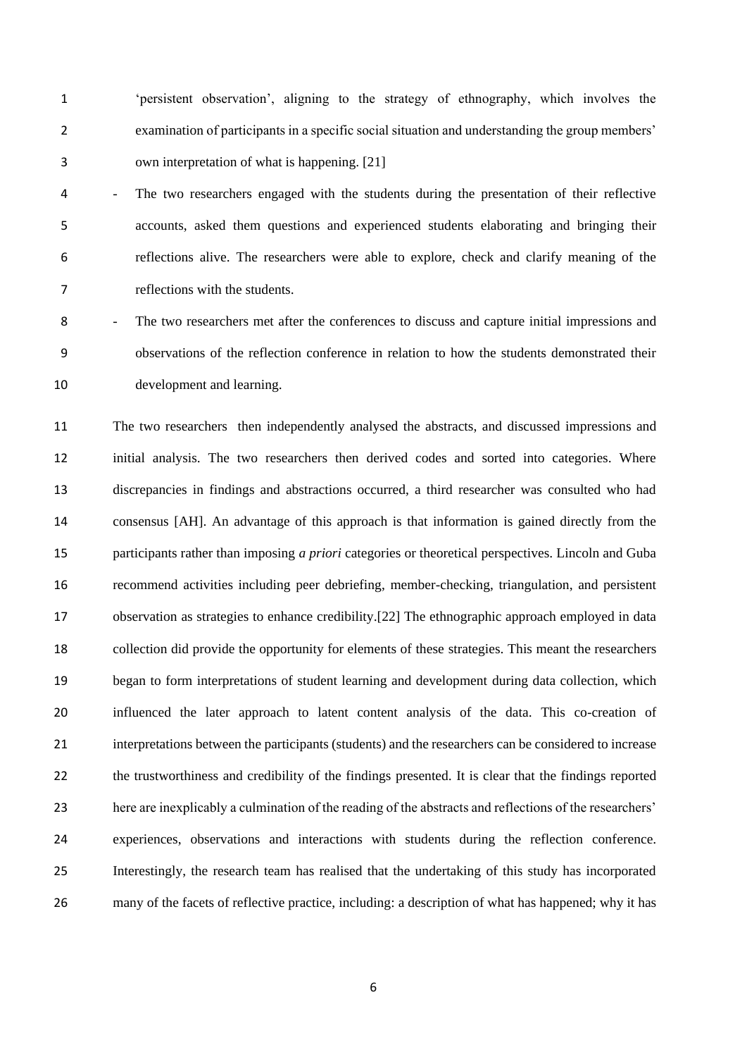'persistent observation', aligning to the strategy of ethnography, which involves the examination of participants in a specific social situation and understanding the group members' own interpretation of what is happening. [21]

- The two researchers engaged with the students during the presentation of their reflective accounts, asked them questions and experienced students elaborating and bringing their reflections alive. The researchers were able to explore, check and clarify meaning of the reflections with the students.
- The two researchers met after the conferences to discuss and capture initial impressions and observations of the reflection conference in relation to how the students demonstrated their development and learning.

The two researchers then independently analysed the abstracts, and discussed impressions and initial analysis. The two researchers then derived codes and sorted into categories. Where discrepancies in findings and abstractions occurred, a third researcher was consulted who had consensus [AH]. An advantage of this approach is that information is gained directly from the participants rather than imposing *a priori* categories or theoretical perspectives. Lincoln and Guba recommend activities including peer debriefing, member-checking, triangulation, and persistent observation as strategies to enhance credibility.[22] The ethnographic approach employed in data collection did provide the opportunity for elements of these strategies. This meant the researchers began to form interpretations of student learning and development during data collection, which influenced the later approach to latent content analysis of the data. This co-creation of interpretations between the participants (students) and the researchers can be considered to increase the trustworthiness and credibility of the findings presented. It is clear that the findings reported here are inexplicably a culmination of the reading of the abstracts and reflections of the researchers' experiences, observations and interactions with students during the reflection conference. Interestingly, the research team has realised that the undertaking of this study has incorporated many of the facets of reflective practice, including: a description of what has happened; why it has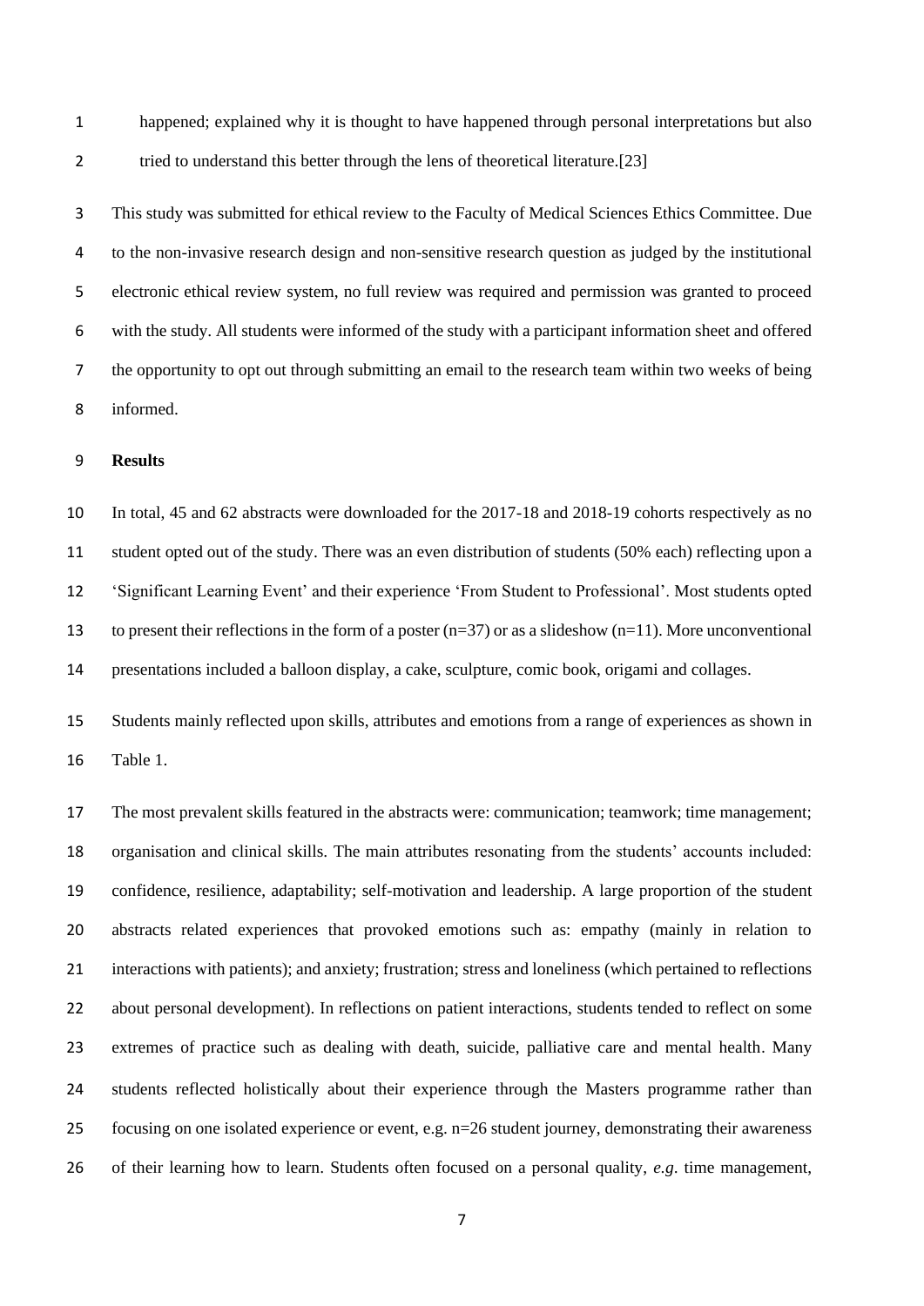happened; explained why it is thought to have happened through personal interpretations but also tried to understand this better through the lens of theoretical literature.[23]

This study was submitted for ethical review to the Faculty of Medical Sciences Ethics Committee. Due to the non-invasive research design and non-sensitive research question as judged by the institutional electronic ethical review system, no full review was required and permission was granted to proceed with the study. All students were informed of the study with a participant information sheet and offered the opportunity to opt out through submitting an email to the research team within two weeks of being informed.

**Results**

In total, 45 and 62 abstracts were downloaded for the 2017-18 and 2018-19 cohorts respectively as no student opted out of the study. There was an even distribution of students (50% each) reflecting upon a 'Significant Learning Event' and their experience 'From Student to Professional'. Most students opted to present their reflections in the form of a poster (n=37) or as a slideshow (n=11). More unconventional presentations included a balloon display, a cake, sculpture, comic book, origami and collages.

Students mainly reflected upon skills, attributes and emotions from a range of experiences as shown in Table 1.

The most prevalent skills featured in the abstracts were: communication; teamwork; time management; organisation and clinical skills. The main attributes resonating from the students' accounts included: confidence, resilience, adaptability; self-motivation and leadership. A large proportion of the student abstracts related experiences that provoked emotions such as: empathy (mainly in relation to interactions with patients); and anxiety; frustration; stress and loneliness (which pertained to reflections about personal development). In reflections on patient interactions, students tended to reflect on some extremes of practice such as dealing with death, suicide, palliative care and mental health. Many students reflected holistically about their experience through the Masters programme rather than focusing on one isolated experience or event, e.g. n=26 student journey, demonstrating their awareness of their learning how to learn. Students often focused on a personal quality, *e.g.* time management,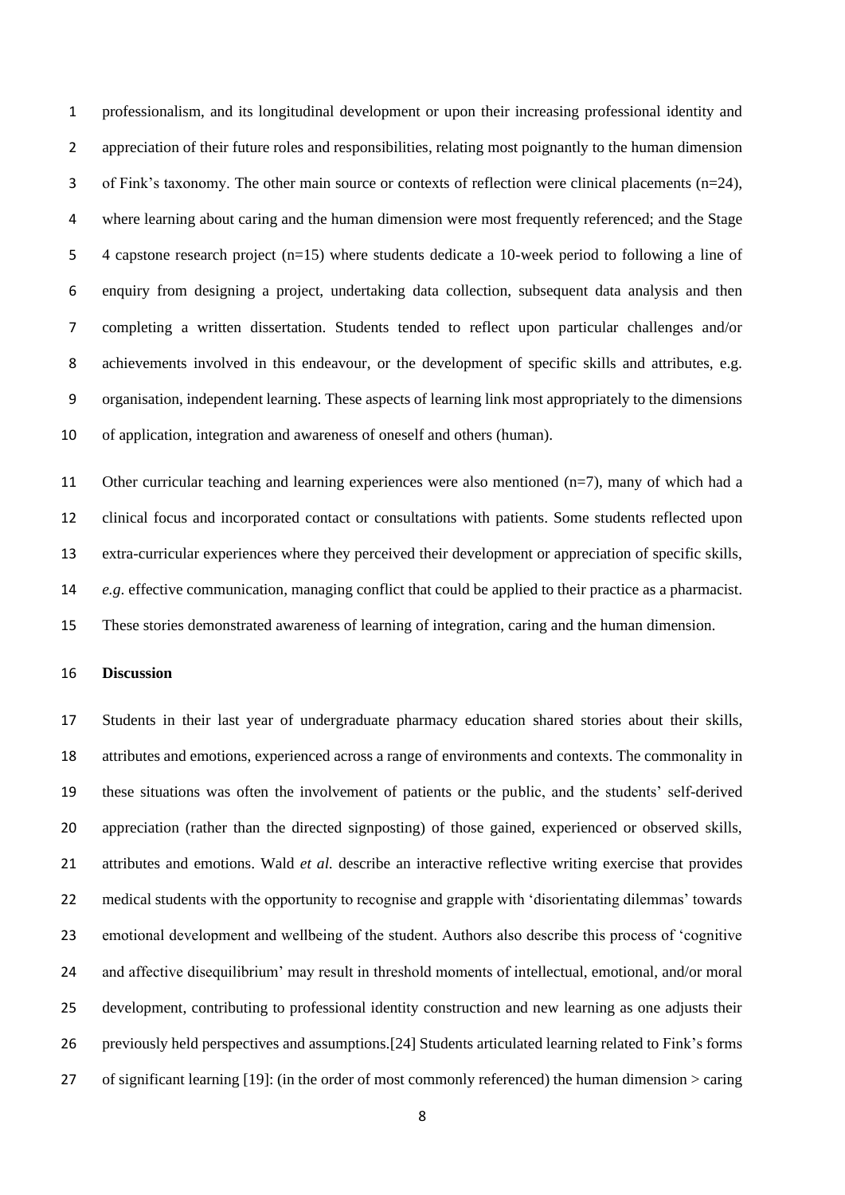professionalism, and its longitudinal development or upon their increasing professional identity and appreciation of their future roles and responsibilities, relating most poignantly to the human dimension of Fink's taxonomy. The other main source or contexts of reflection were clinical placements (n=24), where learning about caring and the human dimension were most frequently referenced; and the Stage 4 capstone research project (n=15) where students dedicate a 10-week period to following a line of enquiry from designing a project, undertaking data collection, subsequent data analysis and then completing a written dissertation. Students tended to reflect upon particular challenges and/or achievements involved in this endeavour, or the development of specific skills and attributes, e.g. organisation, independent learning. These aspects of learning link most appropriately to the dimensions of application, integration and awareness of oneself and others (human).

Other curricular teaching and learning experiences were also mentioned (n=7), many of which had a clinical focus and incorporated contact or consultations with patients. Some students reflected upon extra-curricular experiences where they perceived their development or appreciation of specific skills, *e.g*. effective communication, managing conflict that could be applied to their practice as a pharmacist. These stories demonstrated awareness of learning of integration, caring and the human dimension.

**Discussion**

Students in their last year of undergraduate pharmacy education shared stories about their skills, attributes and emotions, experienced across a range of environments and contexts. The commonality in these situations was often the involvement of patients or the public, and the students' self-derived appreciation (rather than the directed signposting) of those gained, experienced or observed skills, attributes and emotions. Wald *et al.* describe an interactive reflective writing exercise that provides medical students with the opportunity to recognise and grapple with 'disorientating dilemmas' towards emotional development and wellbeing of the student. Authors also describe this process of 'cognitive and affective disequilibrium' may result in threshold moments of intellectual, emotional, and/or moral development, contributing to professional identity construction and new learning as one adjusts their previously held perspectives and assumptions.[24] Students articulated learning related to Fink's forms of significant learning [19]: (in the order of most commonly referenced) the human dimension > caring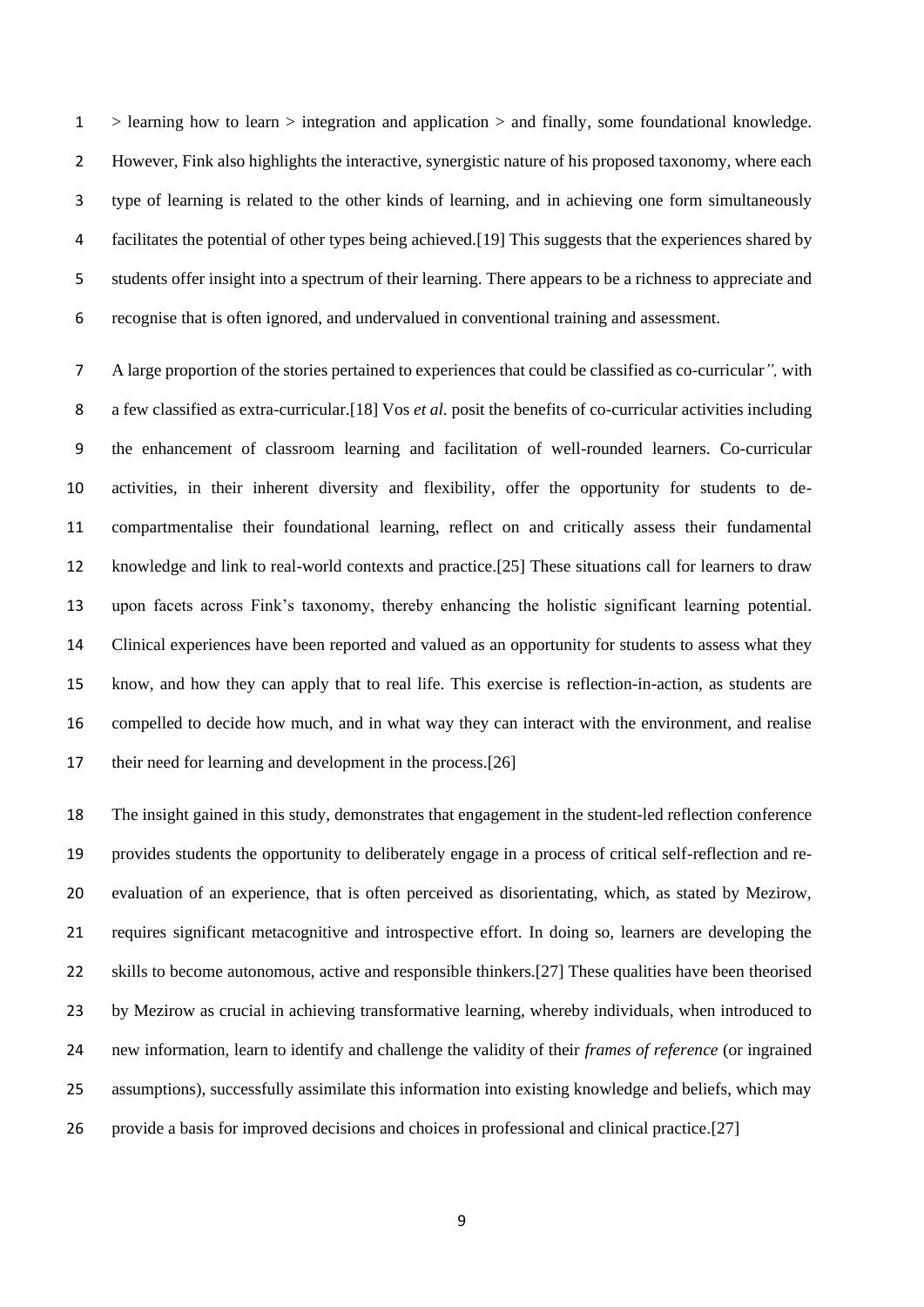> learning how to learn > integration and application > and finally, some foundational knowledge. However, Fink also highlights the interactive, synergistic nature of his proposed taxonomy, where each type of learning is related to the other kinds of learning, and in achieving one form simultaneously facilitates the potential of other types being achieved.[19] This suggests that the experiences shared by students offer insight into a spectrum of their learning. There appears to be a richness to appreciate and recognise that is often ignored, and undervalued in conventional training and assessment.

A large proportion of the stories pertained to experiences that could be classified as co-curricular*",* with a few classified as extra-curricular.[18] Vos *et al.* posit the benefits of co-curricular activities including the enhancement of classroom learning and facilitation of well-rounded learners. Co-curricular activities, in their inherent diversity and flexibility, offer the opportunity for students to de-compartmentalise their foundational learning, reflect on and critically assess their fundamental knowledge and link to real-world contexts and practice.[25] These situations call for learners to draw upon facets across Fink's taxonomy, thereby enhancing the holistic significant learning potential. Clinical experiences have been reported and valued as an opportunity for students to assess what they know, and how they can apply that to real life. This exercise is reflection-in-action, as students are compelled to decide how much, and in what way they can interact with the environment, and realise their need for learning and development in the process.[26]

The insight gained in this study, demonstrates that engagement in the student-led reflection conference provides students the opportunity to deliberately engage in a process of critical self-reflection and re-evaluation of an experience, that is often perceived as disorientating, which, as stated by Mezirow, requires significant metacognitive and introspective effort. In doing so, learners are developing the skills to become autonomous, active and responsible thinkers.[27] These qualities have been theorised by Mezirow as crucial in achieving transformative learning, whereby individuals, when introduced to new information, learn to identify and challenge the validity of their *frames of reference* (or ingrained assumptions), successfully assimilate this information into existing knowledge and beliefs, which may provide a basis for improved decisions and choices in professional and clinical practice.[27]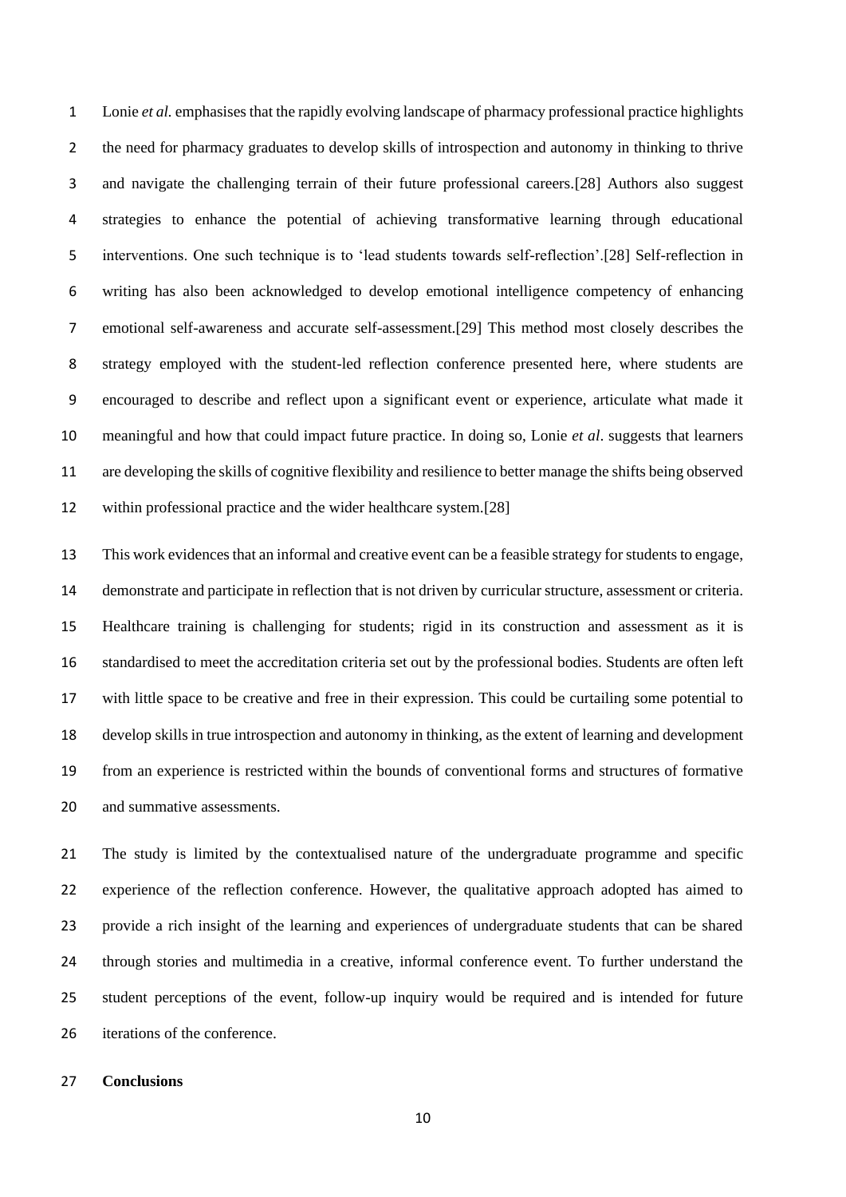Lonie *et al.* emphasises that the rapidly evolving landscape of pharmacy professional practice highlights the need for pharmacy graduates to develop skills of introspection and autonomy in thinking to thrive and navigate the challenging terrain of their future professional careers.[28] Authors also suggest strategies to enhance the potential of achieving transformative learning through educational interventions. One such technique is to 'lead students towards self-reflection'.[28] Self-reflection in writing has also been acknowledged to develop emotional intelligence competency of enhancing emotional self-awareness and accurate self-assessment.[29] This method most closely describes the strategy employed with the student-led reflection conference presented here, where students are encouraged to describe and reflect upon a significant event or experience, articulate what made it meaningful and how that could impact future practice. In doing so, Lonie *et al*. suggests that learners are developing the skills of cognitive flexibility and resilience to better manage the shifts being observed within professional practice and the wider healthcare system.[28]

This work evidences that an informal and creative event can be a feasible strategy for students to engage, demonstrate and participate in reflection that is not driven by curricular structure, assessment or criteria. Healthcare training is challenging for students; rigid in its construction and assessment as it is standardised to meet the accreditation criteria set out by the professional bodies. Students are often left with little space to be creative and free in their expression. This could be curtailing some potential to develop skills in true introspection and autonomy in thinking, as the extent of learning and development from an experience is restricted within the bounds of conventional forms and structures of formative and summative assessments.

The study is limited by the contextualised nature of the undergraduate programme and specific experience of the reflection conference. However, the qualitative approach adopted has aimed to provide a rich insight of the learning and experiences of undergraduate students that can be shared through stories and multimedia in a creative, informal conference event. To further understand the student perceptions of the event, follow-up inquiry would be required and is intended for future iterations of the conference.

## Conclusions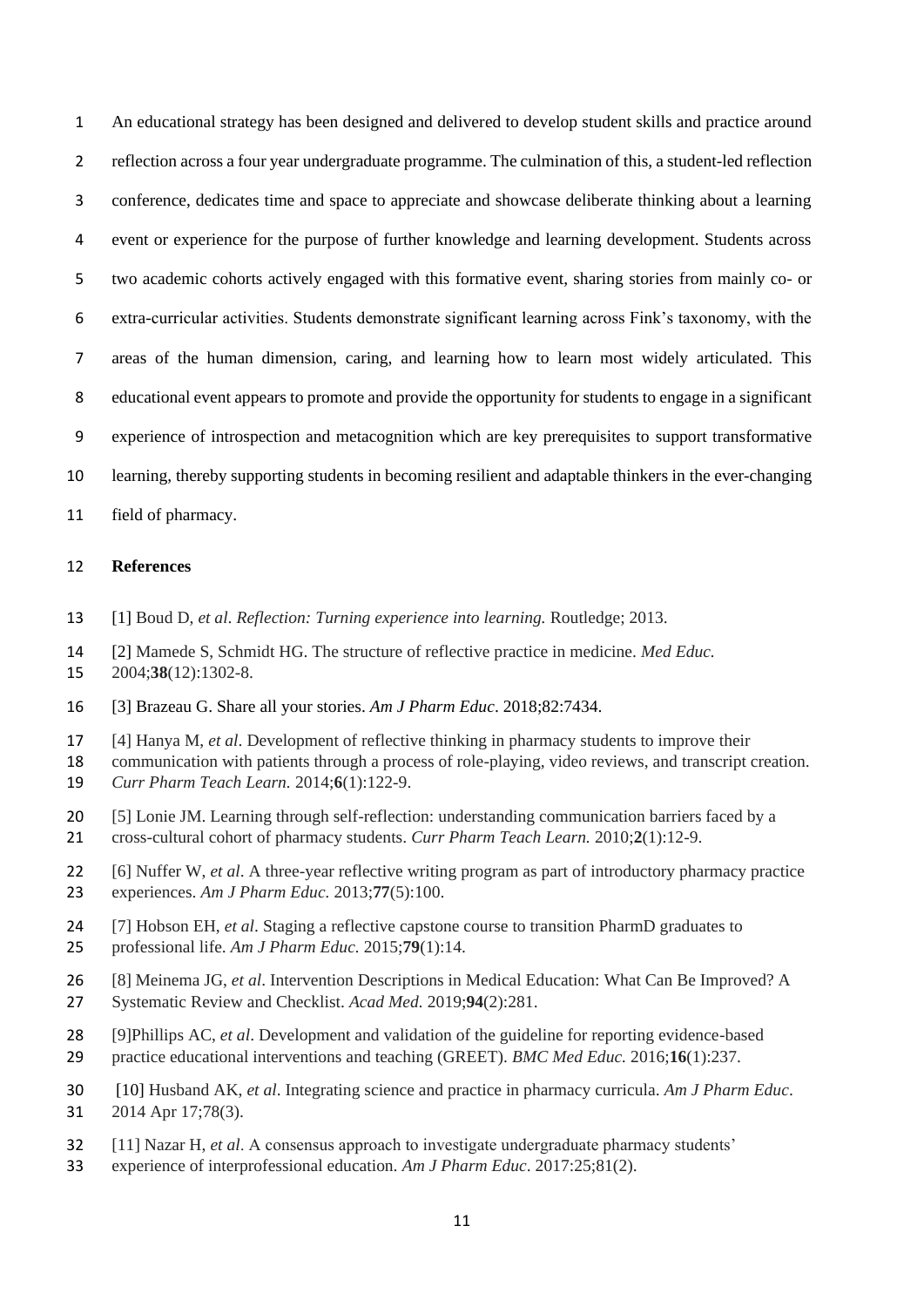An educational strategy has been designed and delivered to develop student skills and practice around reflection across a four year undergraduate programme. The culmination of this, a student-led reflection conference, dedicates time and space to appreciate and showcase deliberate thinking about a learning event or experience for the purpose of further knowledge and learning development. Students across two academic cohorts actively engaged with this formative event, sharing stories from mainly co- or extra-curricular activities. Students demonstrate significant learning across Fink's taxonomy, with the areas of the human dimension, caring, and learning how to learn most widely articulated. This educational event appears to promote and provide the opportunity for students to engage in a significant experience of introspection and metacognition which are key prerequisites to support transformative learning, thereby supporting students in becoming resilient and adaptable thinkers in the ever-changing field of pharmacy.

**References**

[1] Boud D, *et al*. *Reflection: Turning experience into learning.* Routledge; 2013.

[2] Mamede S, Schmidt HG. The structure of reflective practice in medicine. *Med Educ.* 2004;**38**(12):1302-8.

[3] Brazeau G. Share all your stories. *Am J Pharm Educ*. 2018;82:7434.

[4] Hanya M, *et al*. Development of reflective thinking in pharmacy students to improve their communication with patients through a process of role-playing, video reviews, and transcript creation. *Curr Pharm Teach Learn.* 2014;**6**(1):122-9.

[5] Lonie JM. Learning through self-reflection: understanding communication barriers faced by a cross-cultural cohort of pharmacy students. *Curr Pharm Teach Learn.* 2010;**2**(1):12-9.

[6] Nuffer W, *et al*. A three-year reflective writing program as part of introductory pharmacy practice experiences. *Am J Pharm Educ.* 2013;**77**(5):100.

[7] Hobson EH, *et al*. Staging a reflective capstone course to transition PharmD graduates to professional life. *Am J Pharm Educ.* 2015;**79**(1):14.

[8] Meinema JG, *et al*. Intervention Descriptions in Medical Education: What Can Be Improved? A Systematic Review and Checklist. *Acad Med.* 2019;**94**(2):281.

[9]Phillips AC, *et al*. Development and validation of the guideline for reporting evidence-based practice educational interventions and teaching (GREET). *BMC Med Educ.* 2016;**16**(1):237.

[10] Husband AK, *et al*. Integrating science and practice in pharmacy curricula. *Am J Pharm Educ*. 2014 Apr 17;78(3).

[11] Nazar H, *et al*. A consensus approach to investigate undergraduate pharmacy students' experience of interprofessional education. *Am J Pharm Educ*. 2017:25;81(2).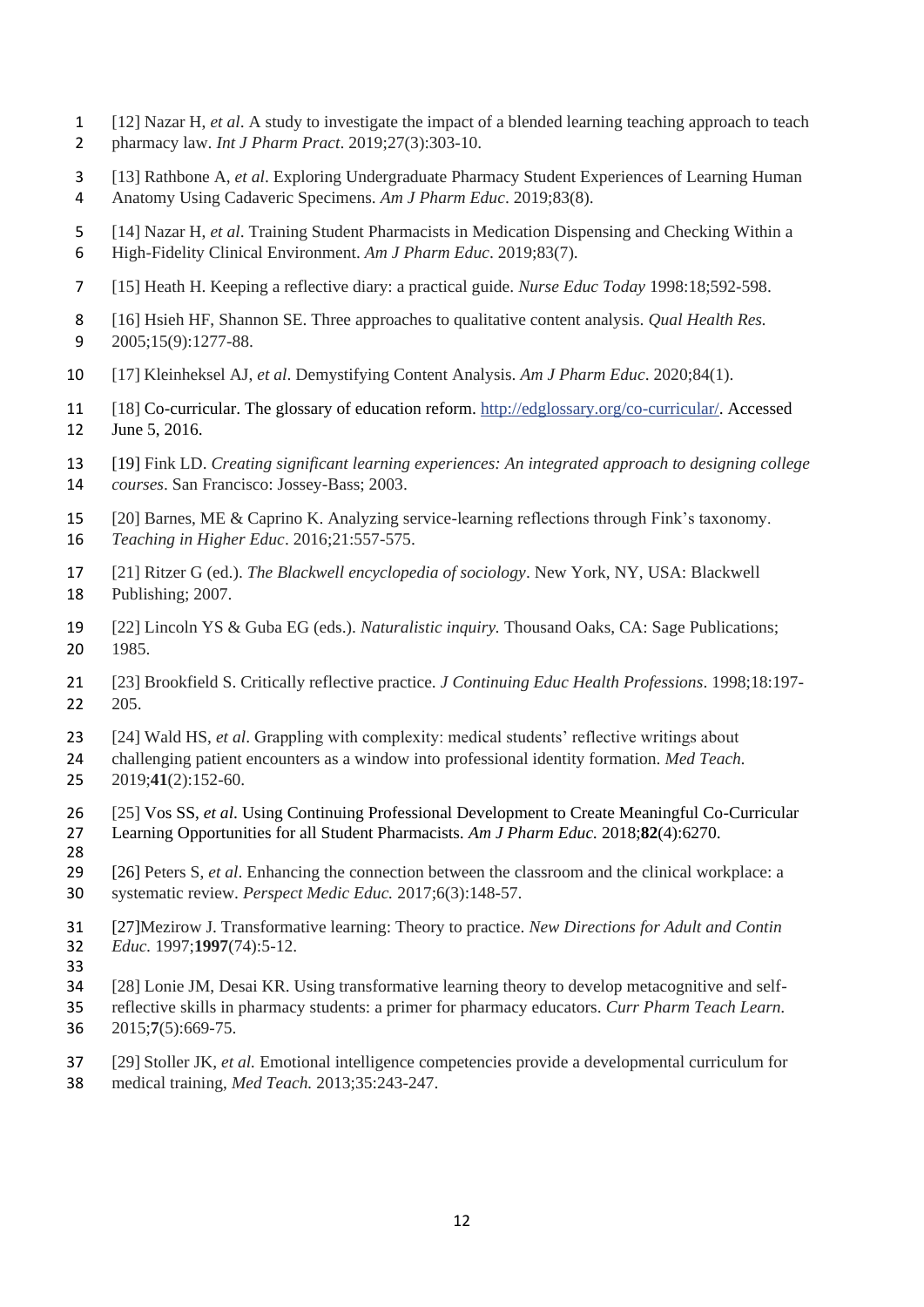[12] Nazar H, *et al*. A study to investigate the impact of a blended learning teaching approach to teach pharmacy law. *Int J Pharm Pract*. 2019;27(3):303-10.

[13] Rathbone A, *et al*. Exploring Undergraduate Pharmacy Student Experiences of Learning Human Anatomy Using Cadaveric Specimens. *Am J Pharm Educ*. 2019;83(8).

[14] Nazar H, *et al*. Training Student Pharmacists in Medication Dispensing and Checking Within a High-Fidelity Clinical Environment. *Am J Pharm Educ*. 2019;83(7).

[15] Heath H. Keeping a reflective diary: a practical guide. *Nurse Educ Today* 1998:18;592-598.

[16] Hsieh HF, Shannon SE. Three approaches to qualitative content analysis. *Qual Health Res.* 2005;15(9):1277-88.

[17] Kleinheksel AJ, *et al*. Demystifying Content Analysis. *Am J Pharm Educ*. 2020;84(1).

[18] Co-curricular. The glossary of education reform. http://edglossary.org/co-curricular/. Accessed June 5, 2016.

[19] Fink LD. *Creating significant learning experiences: An integrated approach to designing college courses*. San Francisco: Jossey-Bass; 2003.

[20] Barnes, ME & Caprino K. Analyzing service-learning reflections through Fink's taxonomy. *Teaching in Higher Educ*. 2016;21:557-575.

[21] Ritzer G (ed.). *The Blackwell encyclopedia of sociology*. New York, NY, USA: Blackwell Publishing; 2007.

[22] Lincoln YS & Guba EG (eds.). *Naturalistic inquiry.* Thousand Oaks, CA: Sage Publications; 1985.

[23] Brookfield S. Critically reflective practice. *J Continuing Educ Health Professions*. 1998;18:197-205.

[24] Wald HS, *et al*. Grappling with complexity: medical students' reflective writings about challenging patient encounters as a window into professional identity formation. *Med Teach.* 2019;**41**(2):152-60.

[25] Vos SS, *et al.* Using Continuing Professional Development to Create Meaningful Co-Curricular Learning Opportunities for all Student Pharmacists. *Am J Pharm Educ.* 2018;**82**(4):6270.

[26] Peters S, *et al*. Enhancing the connection between the classroom and the clinical workplace: a systematic review. *Perspect Medic Educ.* 2017;6(3):148-57.

[27]Mezirow J. Transformative learning: Theory to practice. *New Directions for Adult and Contin Educ.* 1997;**1997**(74):5-12.

[28] Lonie JM, Desai KR. Using transformative learning theory to develop metacognitive and self-reflective skills in pharmacy students: a primer for pharmacy educators. *Curr Pharm Teach Learn.* 2015;**7**(5):669-75.

[29] Stoller JK, *et al.* Emotional intelligence competencies provide a developmental curriculum for medical training, *Med Teach.* 2013;35:243-247.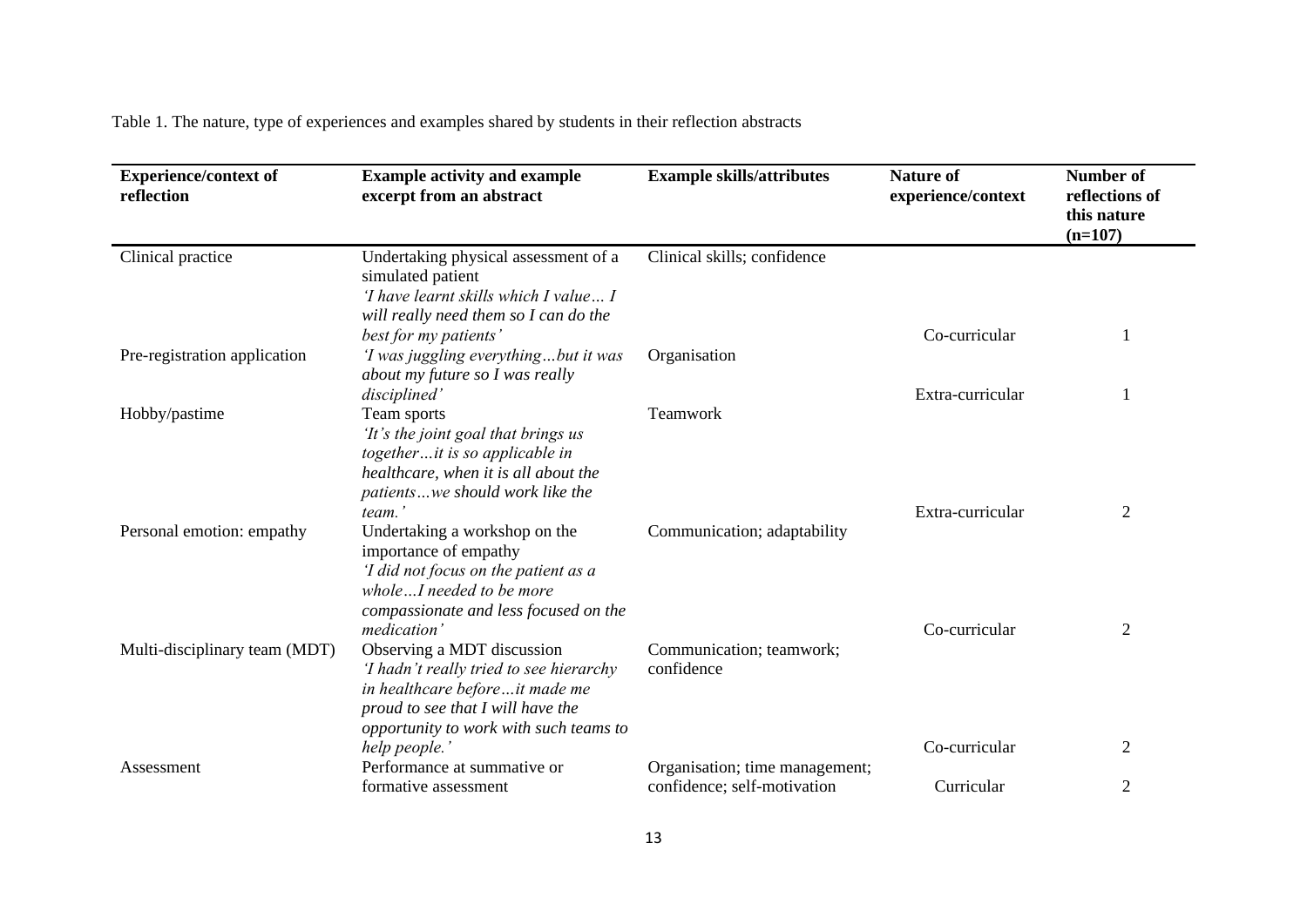Table 1. The nature, type of experiences and examples shared by students in their reflection abstracts

| Experience/context of reflection | Example activity and example excerpt from an abstract | Example skills/attributes | Nature of experience/context | Number of reflections of this nature (n=107) |
|---|---|---|---|---|
| Clinical practice | Undertaking physical assessment of a simulated patient *'I have learnt skills which I value… I will really need them so I can do the best for my patients'* | Clinical skills; confidence | Co-curricular | 1 |
| Pre-registration application | *'I was juggling everything…but it was about my future so I was really disciplined'* | Organisation | Extra-curricular | 1 |
| Hobby/pastime | Team sports *'It's the joint goal that brings us together…it is so applicable in healthcare, when it is all about the patients…we should work like the team.'* | Teamwork | Extra-curricular | 2 |
| Personal emotion: empathy | Undertaking a workshop on the importance of empathy *'I did not focus on the patient as a whole…I needed to be more compassionate and less focused on the medication'* | Communication; adaptability | Co-curricular | 2 |
| Multi-disciplinary team (MDT) | Observing a MDT discussion *'I hadn't really tried to see hierarchy in healthcare before…it made me proud to see that I will have the opportunity to work with such teams to help people.'* | Communication; teamwork; confidence | Co-curricular | 2 |
| Assessment | Performance at summative or formative assessment | Organisation; time management; confidence; self-motivation | Curricular | 2 |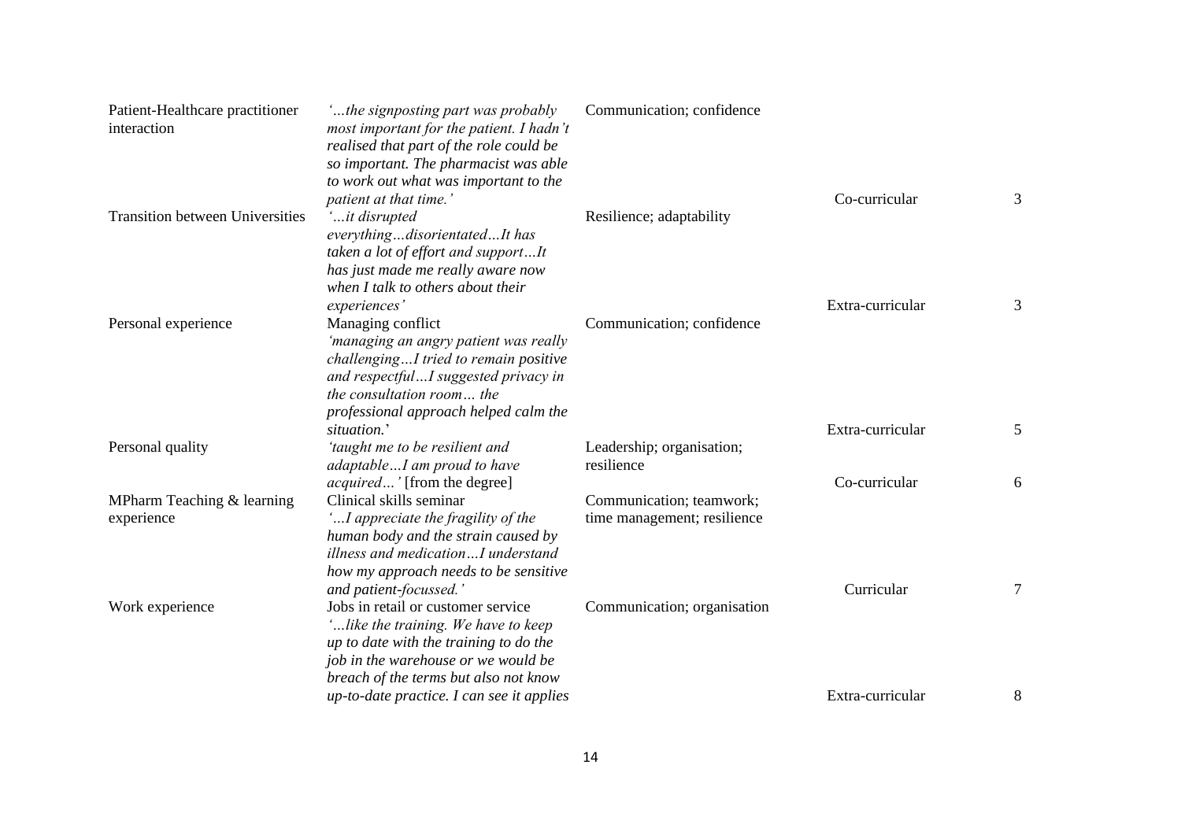| | | | | |
|---|---|---|---|---|
| Patient-Healthcare practitioner interaction | *'…the signposting part was probably most important for the patient. I hadn't realised that part of the role could be so important. The pharmacist was able to work out what was important to the patient at that time.'* | Communication; confidence | Co-curricular | 3 |
| Transition between Universities | *'…it disrupted everything…disorientated…It has taken a lot of effort and support…It has just made me really aware now when I talk to others about their experiences'* | Resilience; adaptability | Extra-curricular | 3 |
| Personal experience | Managing conflict *'managing an angry patient was really challenging…I tried to remain positive and respectful…I suggested privacy in the consultation room… the professional approach helped calm the situation.'* | Communication; confidence | Extra-curricular | 5 |
| Personal quality | *'taught me to be resilient and adaptable…I am proud to have acquired…'* [from the degree] | Leadership; organisation; resilience | Co-curricular | 6 |
| MPharm Teaching & learning experience | Clinical skills seminar *'…I appreciate the fragility of the human body and the strain caused by illness and medication…I understand how my approach needs to be sensitive and patient-focussed.'* | Communication; teamwork; time management; resilience | Curricular | 7 |
| Work experience | Jobs in retail or customer service *'…like the training. We have to keep up to date with the training to do the job in the warehouse or we would be breach of the terms but also not know up-to-date practice. I can see it applies* | Communication; organisation | Extra-curricular | 8 |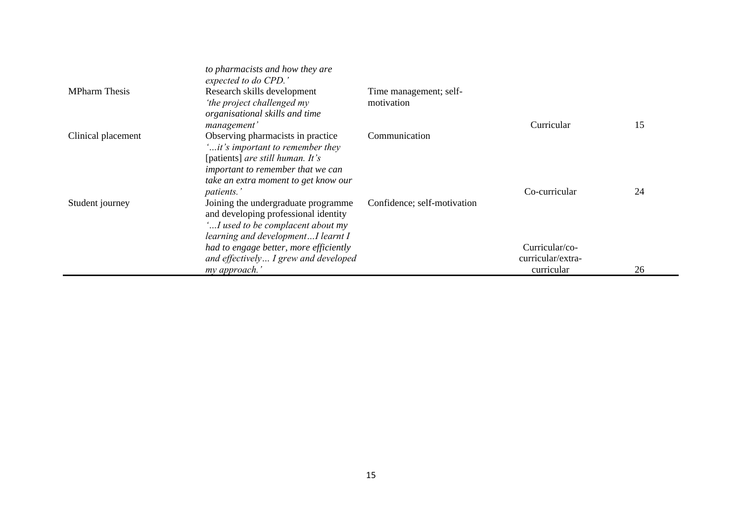| | | | | |
|---|---|---|---|---|
| | *to pharmacists and how they are expected to do CPD.'* | | | |
| MPharm Thesis | Research skills development *'the project challenged my organisational skills and time management'* | Time management; self-motivation | Curricular | 15 |
| Clinical placement | Observing pharmacists in practice *'…it's important to remember they* [patients] *are still human. It's important to remember that we can take an extra moment to get know our patients.'* | Communication | Co-curricular | 24 |
| Student journey | Joining the undergraduate programme and developing professional identity *'…I used to be complacent about my learning and development…I learnt I had to engage better, more efficiently and effectively… I grew and developed my approach.'* | Confidence; self-motivation | Curricular/co-curricular/extra-curricular | 26 |